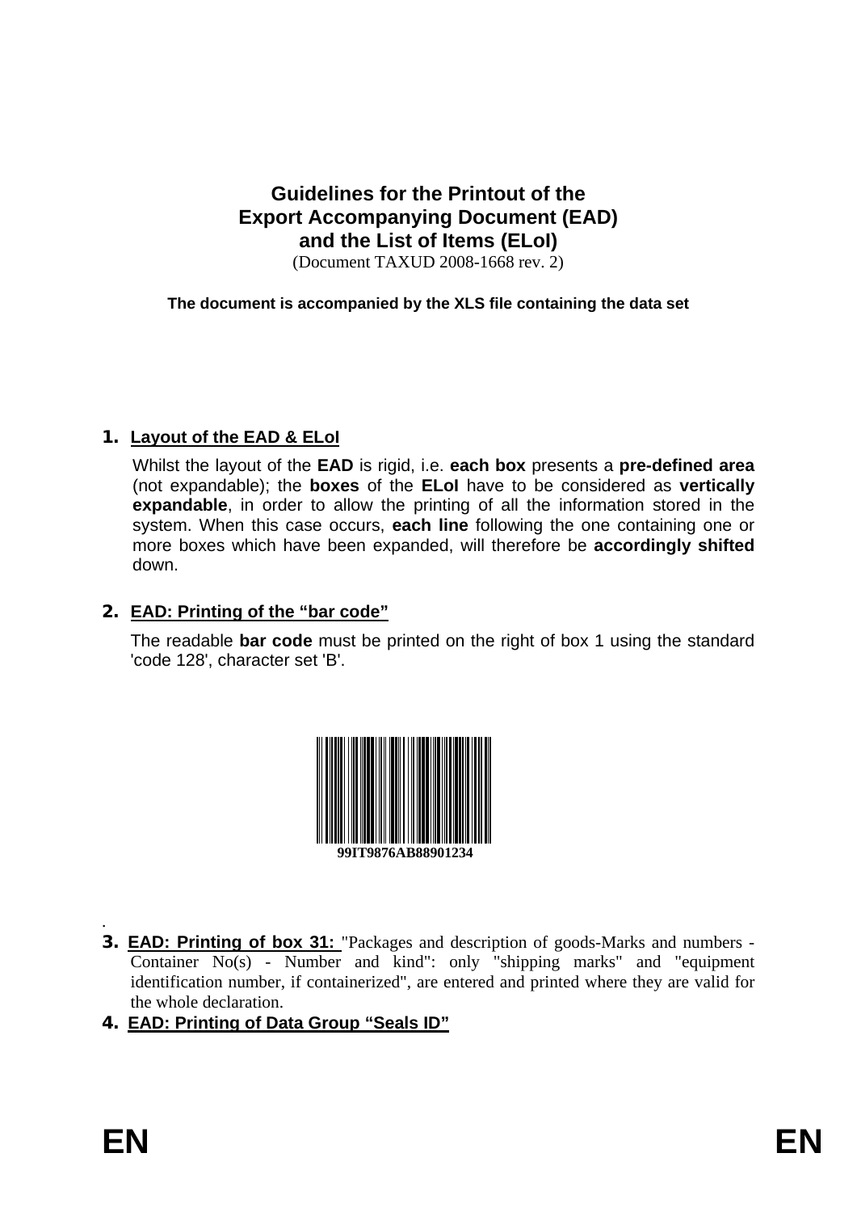# Guidelines for the Printout of the Export Accompanying Document (EAD) and the List of Items (ELoI)

(Document TAXUD 2008-1668 rev. 2)

**The document is accompanied by the XLS file containing the data set**

## 1. Layout of the EAD & ELoI

Whilst the layout of the **EAD** is rigid, i.e. **each box** presents a **pre-defined area** (not expandable); the **boxes** of the **ELoI** have to be considered as **vertically expandable**, in order to allow the printing of all the information stored in the system. When this case occurs, **each line** following the one containing one or more boxes which have been expanded, will therefore be **accordingly shifted** down.

## 2. EAD: Printing of the "bar code"

The readable **bar code** must be printed on the right of box 1 using the standard 'code 128', character set 'B'.

99IT9876AB88901234

.

## 3. EAD: Printing of box 31:

"Packages and description of goods-Marks and numbers - Container No(s) - Number and kind": only "shipping marks" and "equipment identification number, if containerized", are entered and printed where they are valid for the whole declaration.

## 4. EAD: Printing of Data Group "Seals ID"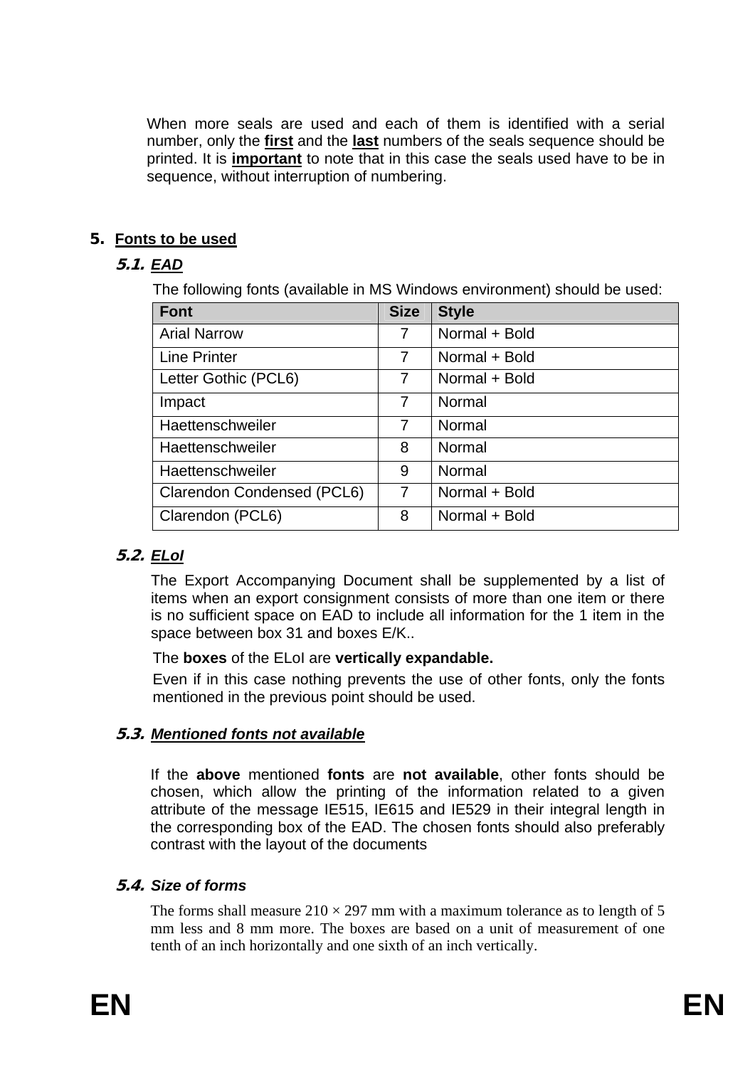When more seals are used and each of them is identified with a serial number, only the **first** and the **last** numbers of the seals sequence should be printed. It is **important** to note that in this case the seals used have to be in sequence, without interruption of numbering.

# 5. Fonts to be used

## 5.1. *EAD*

The following fonts (available in MS Windows environment) should be used:

| Font | Size | Style |
|---|---|---|
| Arial Narrow | 7 | Normal + Bold |
| Line Printer | 7 | Normal + Bold |
| Letter Gothic (PCL6) | 7 | Normal + Bold |
| Impact | 7 | Normal |
| Haettenschweiler | 7 | Normal |
| Haettenschweiler | 8 | Normal |
| Haettenschweiler | 9 | Normal |
| Clarendon Condensed (PCL6) | 7 | Normal + Bold |
| Clarendon (PCL6) | 8 | Normal + Bold |

## 5.2. *ELoI*

The Export Accompanying Document shall be supplemented by a list of items when an export consignment consists of more than one item or there is no sufficient space on EAD to include all information for the 1 item in the space between box 31 and boxes E/K..

The **boxes** of the ELoI are **vertically expandable.**

Even if in this case nothing prevents the use of other fonts, only the fonts mentioned in the previous point should be used.

## 5.3. *Mentioned fonts not available*

If the **above** mentioned **fonts** are **not available**, other fonts should be chosen, which allow the printing of the information related to a given attribute of the message IE515, IE615 and IE529 in their integral length in the corresponding box of the EAD. The chosen fonts should also preferably contrast with the layout of the documents

## 5.4. *Size of forms*

The forms shall measure 210 × 297 mm with a maximum tolerance as to length of 5 mm less and 8 mm more. The boxes are based on a unit of measurement of one tenth of an inch horizontally and one sixth of an inch vertically.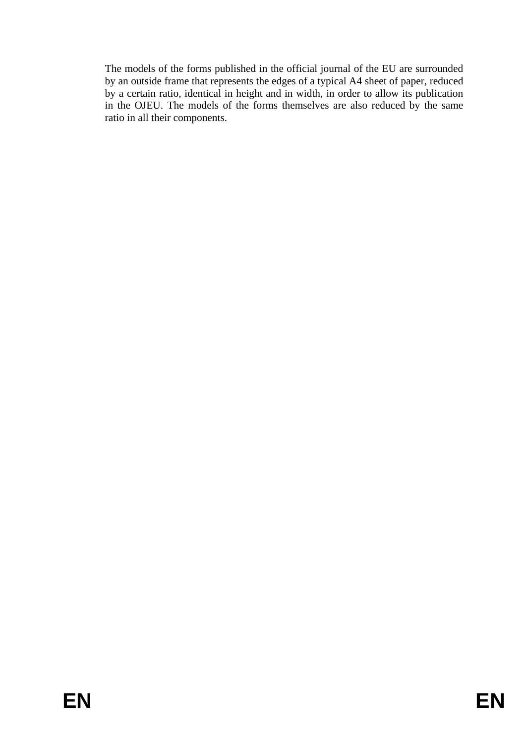The models of the forms published in the official journal of the EU are surrounded by an outside frame that represents the edges of a typical A4 sheet of paper, reduced by a certain ratio, identical in height and in width, in order to allow its publication in the OJEU. The models of the forms themselves are also reduced by the same ratio in all their components.